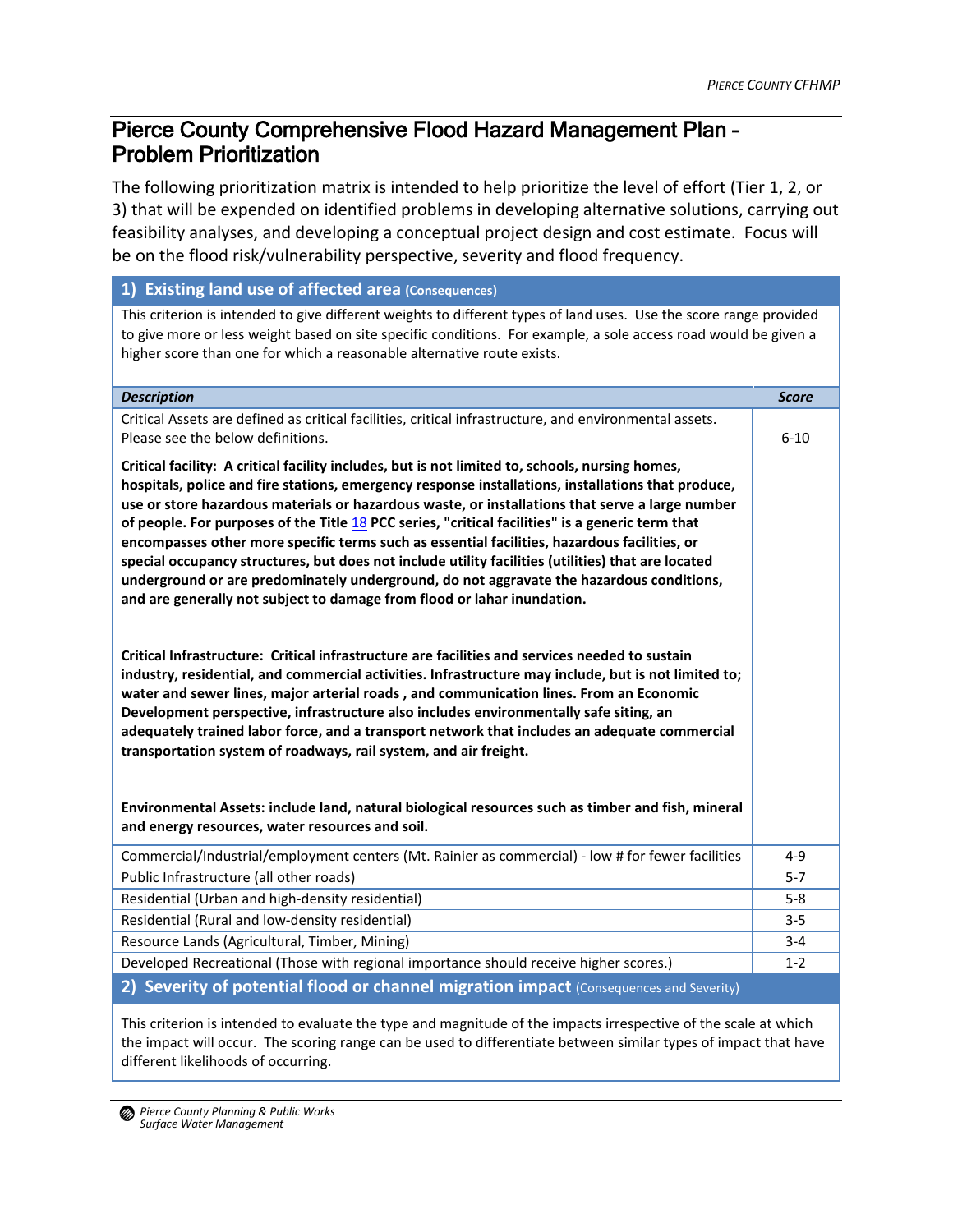# Pierce County Comprehensive Flood Hazard Management Plan – Problem Prioritization

The following prioritization matrix is intended to help prioritize the level of effort (Tier 1, 2, or 3) that will be expended on identified problems in developing alternative solutions, carrying out feasibility analyses, and developing a conceptual project design and cost estimate. Focus will be on the flood risk/vulnerability perspective, severity and flood frequency.

## 1) Existing land use of affected area (Consequences)

This criterion is intended to give different weights to different types of land uses. Use the score range provided to give more or less weight based on site specific conditions. For example, a sole access road would be given a higher score than one for which a reasonable alternative route exists.

| *Description* | *Score* |
|---|---|
| Critical Assets are defined as critical facilities, critical infrastructure, and environmental assets. Please see the below definitions.<br><br>**Critical facility: A critical facility includes, but is not limited to, schools, nursing homes, hospitals, police and fire stations, emergency response installations, installations that produce, use or store hazardous materials or hazardous waste, or installations that serve a large number of people. For purposes of the Title 18 PCC series, "critical facilities" is a generic term that encompasses other more specific terms such as essential facilities, hazardous facilities, or special occupancy structures, but does not include utility facilities (utilities) that are located underground or are predominately underground, do not aggravate the hazardous conditions, and are generally not subject to damage from flood or lahar inundation.**<br><br>**Critical Infrastructure: Critical infrastructure are facilities and services needed to sustain industry, residential, and commercial activities. Infrastructure may include, but is not limited to; water and sewer lines, major arterial roads , and communication lines. From an Economic Development perspective, infrastructure also includes environmentally safe siting, an adequately trained labor force, and a transport network that includes an adequate commercial transportation system of roadways, rail system, and air freight.**<br><br>**Environmental Assets: include land, natural biological resources such as timber and fish, mineral and energy resources, water resources and soil.** | 6-10 |
| Commercial/Industrial/employment centers (Mt. Rainier as commercial) - low # for fewer facilities | 4-9 |
| Public Infrastructure (all other roads) | 5-7 |
| Residential (Urban and high-density residential) | 5-8 |
| Residential (Rural and low-density residential) | 3-5 |
| Resource Lands (Agricultural, Timber, Mining) | 3-4 |
| Developed Recreational (Those with regional importance should receive higher scores.) | 1-2 |

## 2) Severity of potential flood or channel migration impact (Consequences and Severity)

This criterion is intended to evaluate the type and magnitude of the impacts irrespective of the scale at which the impact will occur. The scoring range can be used to differentiate between similar types of impact that have different likelihoods of occurring.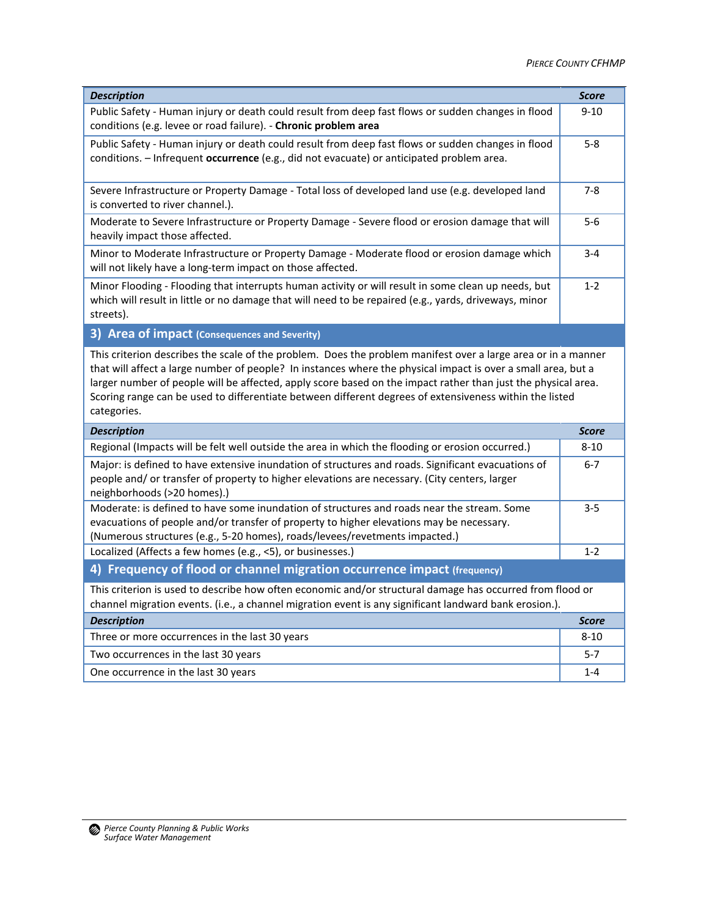| ***Description*** | ***Score*** |
|---|---|
| Public Safety - Human injury or death could result from deep fast flows or sudden changes in flood conditions (e.g. levee or road failure). - **Chronic problem area** | 9-10 |
| Public Safety - Human injury or death could result from deep fast flows or sudden changes in flood conditions. – Infrequent **occurrence** (e.g., did not evacuate) or anticipated problem area. | 5-8 |
| Severe Infrastructure or Property Damage - Total loss of developed land use (e.g. developed land is converted to river channel.). | 7-8 |
| Moderate to Severe Infrastructure or Property Damage - Severe flood or erosion damage that will heavily impact those affected. | 5-6 |
| Minor to Moderate Infrastructure or Property Damage - Moderate flood or erosion damage which will not likely have a long-term impact on those affected. | 3-4 |
| Minor Flooding - Flooding that interrupts human activity or will result in some clean up needs, but which will result in little or no damage that will need to be repaired (e.g., yards, driveways, minor streets). | 1-2 |

### 3) Area of impact (Consequences and Severity)

This criterion describes the scale of the problem. Does the problem manifest over a large area or in a manner that will affect a large number of people? In instances where the physical impact is over a small area, but a larger number of people will be affected, apply score based on the impact rather than just the physical area. Scoring range can be used to differentiate between different degrees of extensiveness within the listed categories.

| ***Description*** | ***Score*** |
|---|---|
| Regional (Impacts will be felt well outside the area in which the flooding or erosion occurred.) | 8-10 |
| Major: is defined to have extensive inundation of structures and roads. Significant evacuations of people and/ or transfer of property to higher elevations are necessary. (City centers, larger neighborhoods (>20 homes).) | 6-7 |
| Moderate: is defined to have some inundation of structures and roads near the stream. Some evacuations of people and/or transfer of property to higher elevations may be necessary. (Numerous structures (e.g., 5-20 homes), roads/levees/revetments impacted.) | 3-5 |
| Localized (Affects a few homes (e.g., <5), or businesses.) | 1-2 |

### 4) Frequency of flood or channel migration occurrence impact (frequency)

This criterion is used to describe how often economic and/or structural damage has occurred from flood or channel migration events. (i.e., a channel migration event is any significant landward bank erosion.).

| ***Description*** | ***Score*** |
|---|---|
| Three or more occurrences in the last 30 years | 8-10 |
| Two occurrences in the last 30 years | 5-7 |
| One occurrence in the last 30 years | 1-4 |